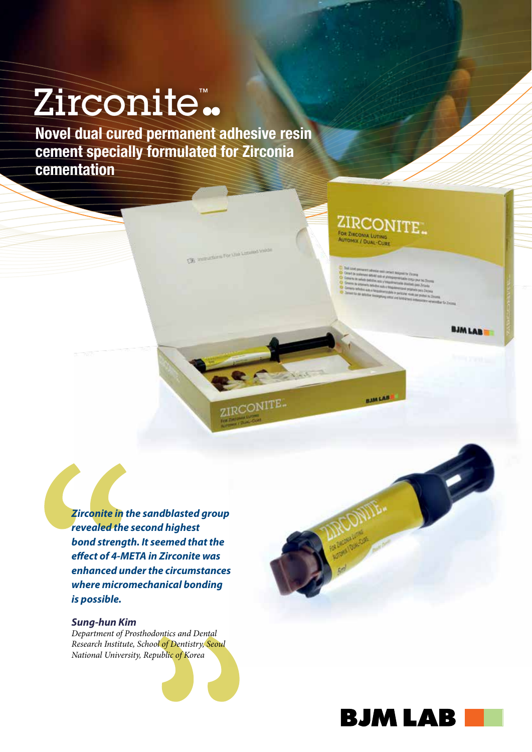# Zirconite™

## Novel dual cured permanent adhesive resin cement specially formulated for Zirconia cementation

> ***Zirconite in the sandblasted group revealed the second highest bond strength. It seemed that the effect of 4-META in Zirconite was enhanced under the circumstances where micromechanical bonding is possible.***
>
> ***Sung-hun Kim***
> *Department of Prosthodontics and Dental Research Institute, School of Dentistry, Seoul National University, Republic of Korea*

**BJM LAB**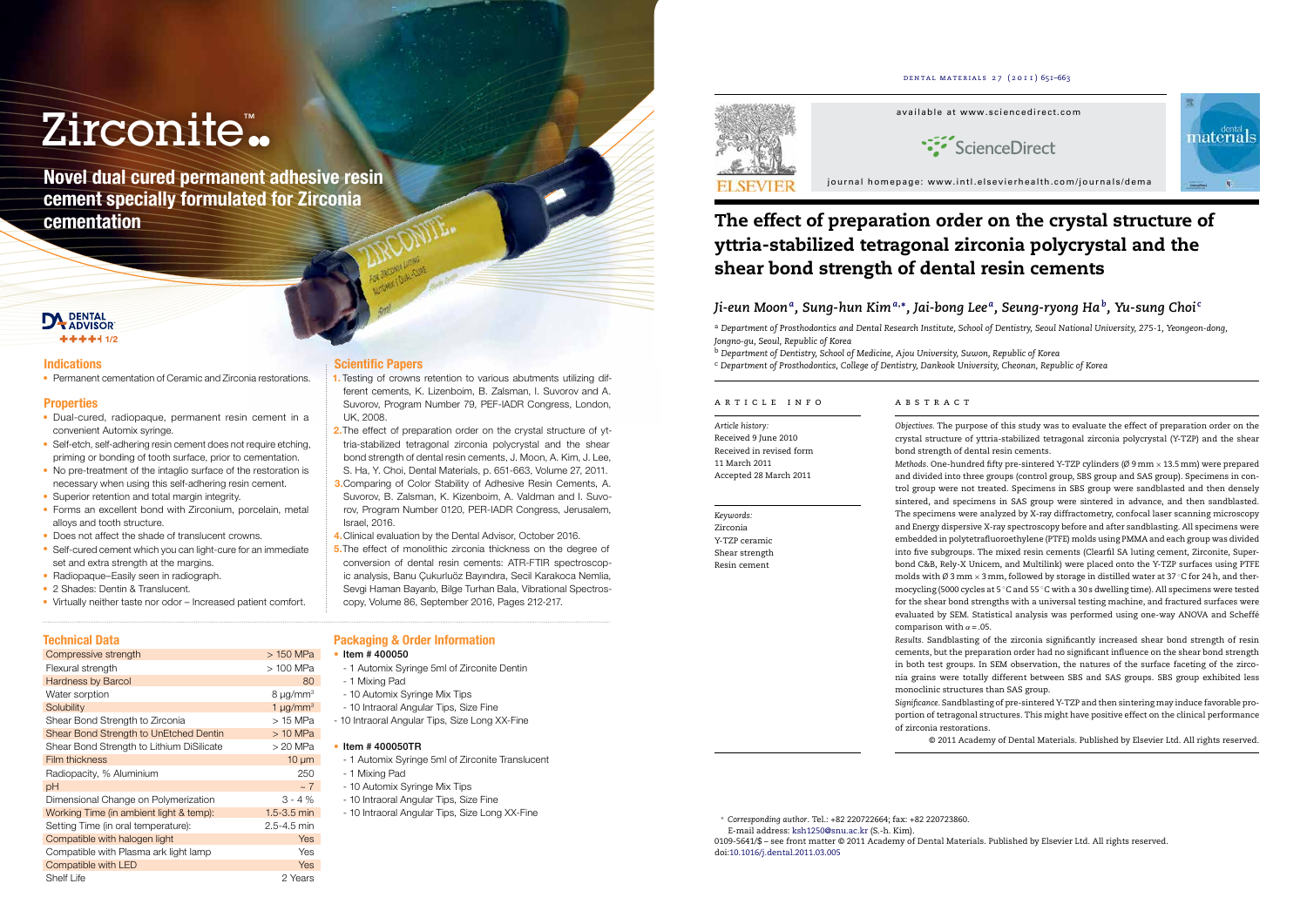# Zirconite™

**Novel dual cured permanent adhesive resin cement specially formulated for Zirconia cementation**

DENTAL ADVISOR 1/2

## Indications

- Permanent cementation of Ceramic and Zirconia restorations.

## Properties

- Dual-cured, radiopaque, permanent resin cement in a convenient Automix syringe.
- Self-etch, self-adhering resin cement does not require etching, priming or bonding of tooth surface, prior to cementation.
- No pre-treatment of the intaglio surface of the restoration is necessary when using this self-adhering resin cement.
- Superior retention and total margin integrity.
- Forms an excellent bond with Zirconium, porcelain, metal alloys and tooth structure.
- Does not affect the shade of translucent crowns.
- Self-cured cement which you can light-cure for an immediate set and extra strength at the margins.
- Radiopaque–Easily seen in radiograph.
- 2 Shades: Dentin & Translucent.
- Virtually neither taste nor odor – Increased patient comfort.

## Scientific Papers

1. Testing of crowns retention to various abutments utilizing different cements, K. Lizenboim, B. Zalsman, I. Suvorov and A. Suvorov, Program Number 79, PEF-IADR Congress, London, UK, 2008.
2. The effect of preparation order on the crystal structure of yttria-stabilized zirconia polycrystal and the shear bond strength of dental resin cements, J. Moon, A. Kim, J. Lee, S. Ha, Y. Choi, Dental Materials, p. 651-663, Volume 27, 2011.
3. Comparing of Color Stability of Adhesive Resin Cements, A. Suvorov, B. Zalsman, K. Kizenboim, A. Valdman and I. Suvorov, Program Number 0120, PER-IADR Congress, Jerusalem, Israel, 2016.
4. Clinical evaluation by the Dental Advisor, October 2016.
5. The effect of monolithic zirconia thickness on the degree of conversion of dental resin cements: ATR-FTIR spectroscopic analysis, Banu Çukurluöz Bayındıra, Secil Karakoca Nemlia, Sevgi Haman Bayarıb, Bilge Turhan Bala, Vibrational Spectroscopy, Volume 86, September 2016, Pages 212-217.

## Technical Data

| Property | Value |
|---|---|
| Compressive strength | > 150 MPa |
| Flexural strength | > 100 MPa |
| Hardness by Barcol | 80 |
| Water sorption | 8 µg/mm³ |
| Solubility | 1 µg/mm³ |
| Shear Bond Strength to Zirconia | > 15 MPa |
| Shear Bond Strength to UnEtched Dentin | > 10 MPa |
| Shear Bond Strength to Lithium DiSilicate | > 20 MPa |
| Film thickness | 10 µm |
| Radiopacity, % Aluminium | 250 |
| pH | ~ 7 |
| Dimensional Change on Polymerization | 3 - 4 % |
| Working Time (in ambient light & temp): | 1.5-3.5 min |
| Setting Time (in oral temperature): | 2.5-4.5 min |
| Compatible with halogen light | Yes |
| Compatible with Plasma ark light lamp | Yes |
| Compatible with LED | Yes |
| Shelf Life | 2 Years |

## Packaging & Order Information

- **Item # 400050**
  - 1 Automix Syringe 5ml of Zirconite Dentin
  - 1 Mixing Pad
  - 10 Automix Syringe Mix Tips
  - 10 Intraoral Angular Tips, Size Fine
  - 10 Intraoral Angular Tips, Size Long XX-Fine
- **Item # 400050TR**
  - 1 Automix Syringe 5ml of Zirconite Translucent
  - 1 Mixing Pad
  - 10 Automix Syringe Mix Tips
  - 10 Intraoral Angular Tips, Size Fine
  - 10 Intraoral Angular Tips, Size Long XX-Fine

---

available at www.sciencedirect.com

journal homepage: www.intl.elsevierhealth.com/journals/dema

# The effect of preparation order on the crystal structure of yttria-stabilized tetragonal zirconia polycrystal and the shear bond strength of dental resin cements

*Ji-eun Moon[a], Sung-hun Kim[a,*], Jai-bong Lee[a], Seung-ryong Ha[b], Yu-sung Choi[c]*

[a] *Department of Prosthodontics and Dental Research Institute, School of Dentistry, Seoul National University, 275-1, Yeongeon-dong, Jongno-gu, Seoul, Republic of Korea*
[b] *Department of Dentistry, School of Medicine, Ajou University, Suwon, Republic of Korea*
[c] *Department of Prosthodontics, College of Dentistry, Dankook University, Cheonan, Republic of Korea*

## ARTICLE INFO

*Article history:*
Received 9 June 2010
Received in revised form 11 March 2011
Accepted 28 March 2011

*Keywords:*
Zirconia
Y-TZP ceramic
Shear strength
Resin cement

## ABSTRACT

*Objectives.* The purpose of this study was to evaluate the effect of preparation order on the crystal structure of yttria-stabilized tetragonal zirconia polycrystal (Y-TZP) and the shear bond strength of dental resin cements.

*Methods.* One-hundred fifty pre-sintered Y-TZP cylinders (Ø 9 mm × 13.5 mm) were prepared and divided into three groups (control group, SBS group and SAS group). Specimens in control group were not treated. Specimens in SBS group were sandblasted and then densely sintered, and specimens in SAS group were sintered in advance, and then sandblasted. The specimens were analyzed by X-ray diffractometry, confocal laser scanning microscopy and Energy dispersive X-ray spectroscopy before and after sandblasting. All specimens were embedded in polytetrafluoroethylene (PTFE) molds using PMMA and each group was divided into five subgroups. The mixed resin cements (Clearfil SA luting cement, Zirconite, Superbond C&B, Rely-X Unicem, and Multilink) were placed onto the Y-TZP surfaces using PTFE molds with Ø 3 mm × 3 mm, followed by storage in distilled water at 37 °C for 24 h, and thermocycling (5000 cycles at 5 °C and 55 °C with a 30 s dwelling time). All specimens were tested for the shear bond strengths with a universal testing machine, and fractured surfaces were evaluated by SEM. Statistical analysis was performed using one-way ANOVA and Scheffé comparison with $\alpha = .05$.

*Results.* Sandblasting of the zirconia significantly increased shear bond strength of resin cements, but the preparation order had no significant influence on the shear bond strength in both test groups. In SEM observation, the natures of the surface faceting of the zirconia grains were totally different between SBS and SAS groups. SBS group exhibited less monoclinic structures than SAS group.

*Significance.* Sandblasting of pre-sintered Y-TZP and then sintering may induce favorable proportion of tetragonal structures. This might have positive effect on the clinical performance of zirconia restorations.

© 2011 Academy of Dental Materials. Published by Elsevier Ltd. All rights reserved.

\* *Corresponding author.* Tel.: +82 220722664; fax: +82 220723860.
E-mail address: ksh1250@snu.ac.kr (S.-h. Kim).
0109-5641/$ – see front matter © 2011 Academy of Dental Materials. Published by Elsevier Ltd. All rights reserved.
doi:10.1016/j.dental.2011.03.005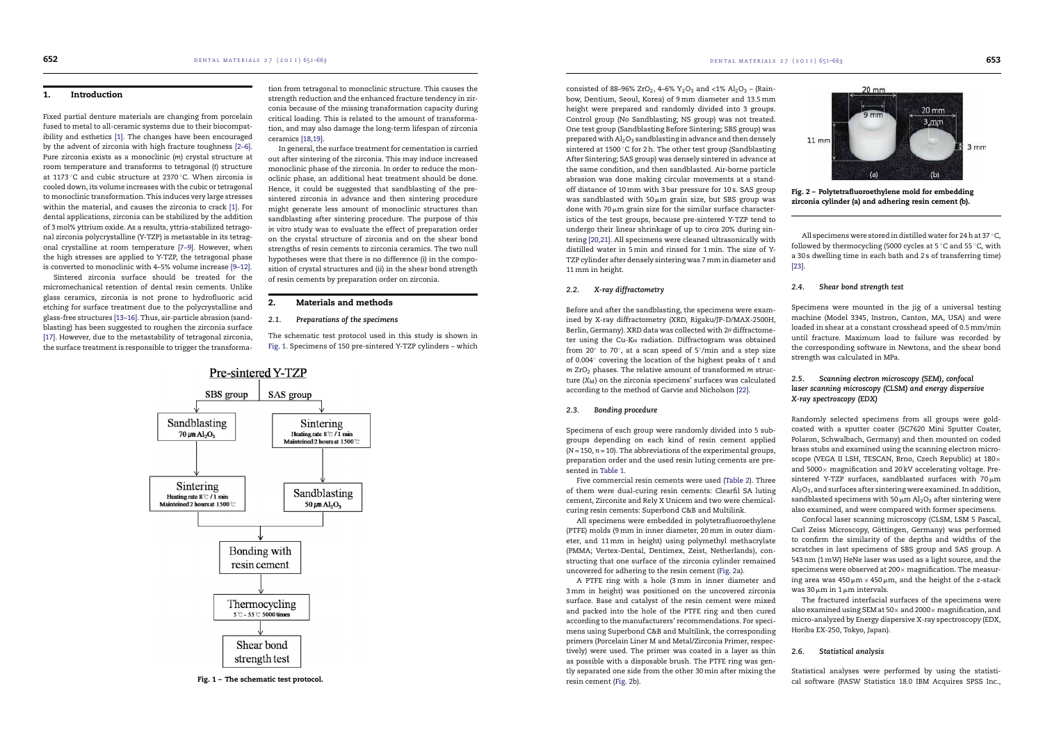## 1. Introduction

Fixed partial denture materials are changing from porcelain fused to metal to all-ceramic systems due to their biocompatibility and esthetics [1]. The changes have been encouraged by the advent of zirconia with high fracture toughness [2–6]. Pure zirconia exists as a monoclinic (*m*) crystal structure at room temperature and transforms to tetragonal (*t*) structure at 1173 °C and cubic structure at 2370 °C. When zirconia is cooled down, its volume increases with the cubic or tetragonal to monoclinic transformation. This induces very large stresses within the material, and causes the zirconia to crack [1]. For dental applications, zirconia can be stabilized by the addition of 3 mol% yttrium oxide. As a results, yttria-stabilized tetragonal zirconia polycrystalline (Y-TZP) is metastable in its tetragonal crystalline at room temperature [7–9]. However, when the high stresses are applied to Y-TZP, the tetragonal phase is converted to monoclinic with 4–5% volume increase [9–12].

Sintered zirconia surface should be treated for the micromechanical retention of dental resin cements. Unlike glass ceramics, zirconia is not prone to hydrofluoric acid etching for surface treatment due to the polycrystalline and glass-free structures [13–16]. Thus, air-particle abrasion (sandblasting) has been suggested to roughen the zirconia surface [17]. However, due to the metastability of tetragonal zirconia, the surface treatment is responsible to trigger the transformation from tetragonal to monoclinic structure. This causes the strength reduction and the enhanced fracture tendency in zirconia because of the missing transformation capacity during critical loading. This is related to the amount of transformation, and may also damage the long-term lifespan of zirconia ceramics [18,19].

In general, the surface treatment for cementation is carried out after sintering of the zirconia. This may induce increased monoclinic phase of the zirconia. In order to reduce the monoclinic phase, an additional heat treatment should be done. Hence, it could be suggested that sandblasting of the pre-sintered zirconia in advance and then sintering procedure might generate less amount of monoclinic structures than sandblasting after sintering procedure. The purpose of this *in vitro* study was to evaluate the effect of preparation order on the crystal structure of zirconia and on the shear bond strengths of resin cements to zirconia ceramics. The two null hypotheses were that there is no difference (i) in the composition of crystal structures and (ii) in the shear bond strength of resin cements by preparation order on zirconia.

## 2. Materials and methods

### 2.1. Preparations of the specimens

The schematic test protocol used in this study is shown in Fig. 1. Specimens of 150 pre-sintered Y-TZP cylinders – which consisted of 88–96% $ZrO_2$, 4–6% $Y_2O_3$ and <1% $Al_2O_3$ – (Rainbow, Dentium, Seoul, Korea) of 9 mm diameter and 13.5 mm height were prepared and randomly divided into 3 groups. Control group (No Sandblasting; NS group) was not treated. One test group (Sandblasting Before Sintering; SBS group) was prepared with $Al_2O_3$ sandblasting in advance and then densely sintered at 1500 °C for 2 h. The other test group (Sandblasting After Sintering; SAS group) was densely sintered in advance at the same condition, and then sandblasted. Air-borne particle abrasion was done making circular movements at a standoff distance of 10 mm with 3 bar pressure for 10 s. SAS group was sandblasted with 50 μm grain size, but SBS group was done with 70 μm grain size for the similar surface characteristics of the test groups, because pre-sintered Y-TZP tend to undergo their linear shrinkage of up to *circa* 20% during sintering [20,21]. All specimens were cleaned ultrasonically with distilled water in 5 min and rinsed for 1 min. The size of Y-TZP cylinder after densely sintering was 7 mm in diameter and 11 mm in height.

Pre-sintered Y-TZP

| SBS group | SAS group |
|---|---|
| Sandblasting 70 μm $Al_2O_3$ | Sintering Heating rate 8 °C / 1 min Maintained 2 hours at 1500 °C |
| Sintering Heating rate 8 °C / 1 min Maintained 2 hours at 1500 °C | Sandblasting 50 μm $Al_2O_3$ |

↓ Bonding with resin cement → Thermocycling 5 °C – 55 °C 5000 times → Shear bond strength test

Fig. 1 – The schematic test protocol.

### 2.2. X-ray diffractometry

Before and after the sandblasting, the specimens were examined by X-ray diffractometry (XRD, Rigaku/JP-D/MAX-2500H, Berlin, Germany). XRD data was collected with 2θ diffractometer using the Cu-Kα radiation. Diffractogram was obtained from 20° to 70°, at a scan speed of 5°/min and a step size of 0.004° covering the location of the highest peaks of *t* and *m* $ZrO_2$ phases. The relative amount of transformed *m* structure ($X_M$) on the zirconia specimens' surfaces was calculated according to the method of Garvie and Nicholson [22].

### 2.3. Bonding procedure

Specimens of each group were randomly divided into 5 subgroups depending on each kind of resin cement applied ($N = 150$, $n = 10$). The abbreviations of the experimental groups, preparation order and the used resin luting cements are presented in Table 1.

Five commercial resin cements were used (Table 2). Three of them were dual-curing resin cements: Clearfil SA luting cement, Zirconite and Rely X Unicem and two were chemical-curing resin cements: Superbond C&B and Multilink.

All specimens were embedded in polytetrafluoroethylene (PTFE) molds (9 mm in inner diameter, 20 mm in outer diameter, and 11 mm in height) using polymethyl methacrylate (PMMA; Vertex-Dental, Dentimex, Zeist, Netherlands), constructing that one surface of the zirconia cylinder remained uncovered for adhering to the resin cement (Fig. 2a).

A PTFE ring with a hole (3 mm in inner diameter and 3 mm in height) was positioned on the uncovered zirconia surface. Base and catalyst of the resin cement were mixed and packed into the hole of the PTFE ring and then cured according to the manufacturers' recommendations. For specimens using Superbond C&B and Multilink, the corresponding primers (Porcelain Liner M and Metal/Zirconia Primer, respectively) were used. The primer was coated in a layer as thin as possible with a disposable brush. The PTFE ring was gently separated one side from the other 30 min after mixing the resin cement (Fig. 2b).

Fig. 2 – Polytetrafluoroethylene mold for embedding zirconia cylinder (a) and adhering resin cement (b).

All specimens were stored in distilled water for 24 h at 37 °C, followed by thermocycling (5000 cycles at 5 °C and 55 °C, with a 30 s dwelling time in each bath and 2 s of transferring time) [23].

### 2.4. Shear bond strength test

Specimens were mounted in the jig of a universal testing machine (Model 3345, Instron, Canton, MA, USA) and were loaded in shear at a constant crosshead speed of 0.5 mm/min until fracture. Maximum load to failure was recorded by the corresponding software in Newtons, and the shear bond strength was calculated in MPa.

### 2.5. Scanning electron microscopy (SEM), confocal laser scanning microscopy (CLSM) and energy dispersive X-ray spectroscopy (EDX)

Randomly selected specimens from all groups were gold-coated with a sputter coater (SC7620 Mini Sputter Coater, Polaron, Schwalbach, Germany) and then mounted on coded brass stubs and examined using the scanning electron microscope (VEGA II LSH, TESCAN, Brno, Czech Republic) at 180× and 5000× magnification and 20 kV accelerating voltage. Pre-sintered Y-TZP surfaces, sandblasted surfaces with 70 μm $Al_2O_3$, and surfaces after sintering were examined. In addition, sandblasted specimens with 50 μm $Al_2O_3$ after sintering were also examined, and were compared with former specimens.

Confocal laser scanning microscopy (CLSM, LSM 5 Pascal, Carl Zeiss Microscopy, Göttingen, Germany) was performed to confirm the similarity of the depths and widths of the scratches in last specimens of SBS group and SAS group. A 543 nm (1 mW) HeNe laser was used as a light source, and the specimens were observed at 200× magnification. The measuring area was 450 μm × 450 μm, and the height of the z-stack was 30 μm in 1 μm intervals.

The fractured interfacial surfaces of the specimens were also examined using SEM at 50× and 2000× magnification, and micro-analyzed by Energy dispersive X-ray spectroscopy (EDX, Horiba EX-250, Tokyo, Japan).

### 2.6. Statistical analysis

Statistical analyses were performed by using the statistical software (PASW Statistics 18.0 IBM Acquires SPSS Inc.,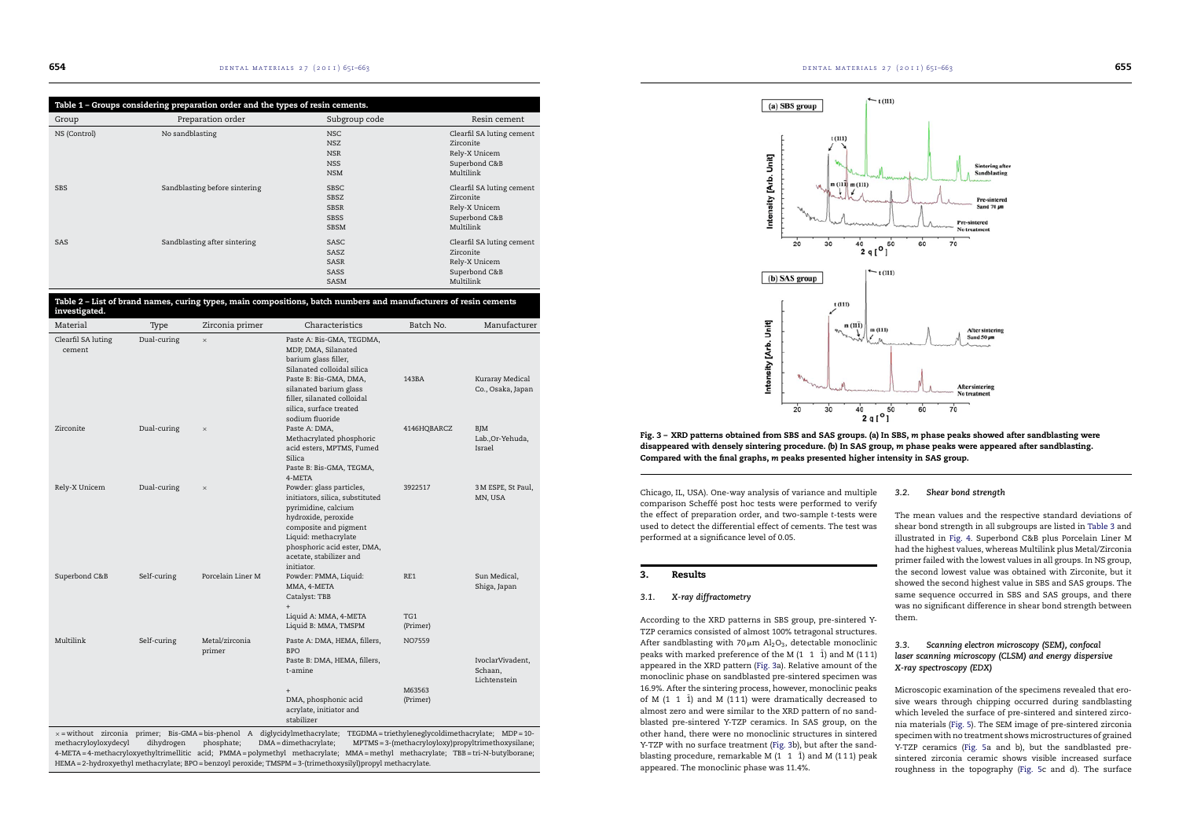**Table 1 – Groups considering preparation order and the types of resin cements.**

| Group | Preparation order | Subgroup code | Resin cement |
|---|---|---|---|
| NS (Control) | No sandblasting | NSC | Clearfil SA luting cement |
| | | NSZ | Zirconite |
| | | NSR | Rely-X Unicem |
| | | NSS | Superbond C&B |
| | | NSM | Multilink |
| SBS | Sandblasting before sintering | SBSC | Clearfil SA luting cement |
| | | SBSZ | Zirconite |
| | | SBSR | Rely-X Unicem |
| | | SBSS | Superbond C&B |
| | | SBSM | Multilink |
| SAS | Sandblasting after sintering | SASC | Clearfil SA luting cement |
| | | SASZ | Zirconite |
| | | SASR | Rely-X Unicem |
| | | SASS | Superbond C&B |
| | | SASM | Multilink |

**Table 2 – List of brand names, curing types, main compositions, batch numbers and manufacturers of resin cements investigated.**

| Material | Type | Zirconia primer | Characteristics | Batch No. | Manufacturer |
|---|---|---|---|---|---|
| Clearfil SA luting cement | Dual-curing | × | Paste A: Bis-GMA, TEGDMA, MDP, DMA, Silanated barium glass filler, Silanated colloidal silica<br>Paste B: Bis-GMA, DMA, silanated barium glass filler, silanated colloidal silica, surface treated sodium fluoride | 143BA | Kuraray Medical Co., Osaka, Japan |
| Zirconite | Dual-curing | × | Paste A: DMA, Methacrylated phosphoric acid esters, MPTMS, Fumed Silica<br>Paste B: Bis-GMA, TEGMA, 4-META | 4146HQBARCZ | BJM Lab.,Or-Yehuda, Israel |
| Rely-X Unicem | Dual-curing | × | Powder: glass particles, initiators, silica, substituted pyrimidine, calcium hydroxide, peroxide composite and pigment<br>Liquid: methacrylate phosphoric acid ester, DMA, acetate, stabilizer and initiator. | 3922517 | 3 M ESPE, St Paul, MN, USA |
| Superbond C&B | Self-curing | Porcelain Liner M | Powder: PMMA, Liquid: MMA, 4-META<br>Catalyst: TBB<br>+<br>Liquid A: MMA, 4-META<br>Liquid B: MMA, TMSPM | RE1<br><br><br>TG1<br>(Primer) | Sun Medical, Shiga, Japan |
| Multilink | Self-curing | Metal/zirconia primer | Paste A: DMA, HEMA, fillers, BPO<br>Paste B: DMA, HEMA, fillers, t-amine<br>+<br>DMA, phosphonic acid acrylate, initiator and stabilizer | NO7559<br><br><br>M63563<br>(Primer) | IvoclarVivadent, Schaan, Lichtenstein |

× = without zirconia primer; Bis-GMA = bis-phenol A diglycidylmethacrylate; TEGDMA = triethyleneglycoldimethacrylate; MDP = 10-methacryloyloxydecyl dihydrogen phosphate; DMA = dimethacrylate; MPTMS = 3-(methacryloyloxy)propyltrimethoxysilane; 4-META = 4-methacryloxyethyltrimellitic acid; PMMA = polymethyl methacrylate; MMA = methyl methacrylate; TBB = tri-N-butylborane; HEMA = 2-hydroxyethyl methacrylate; BPO = benzoyl peroxide; TMSPM = 3-(trimethoxysilyl)propyl methacrylate.

Fig. 3 – XRD patterns obtained from SBS and SAS groups. (a) In SBS, m phase peaks showed after sandblasting were disappeared with densely sintering procedure. (b) In SAS group, m phase peaks were appeared after sandblasting. Compared with the final graphs, m peaks presented higher intensity in SAS group.

Chicago, IL, USA). One-way analysis of variance and multiple comparison Scheffé post hoc tests were performed to verify the effect of preparation order, and two-sample t-tests were used to detect the differential effect of cements. The test was performed at a significance level of 0.05.

## 3. Results

### 3.1. X-ray diffractometry

According to the XRD patterns in SBS group, pre-sintered Y-TZP ceramics consisted of almost 100% tetragonal structures. After sandblasting with 70 μm $Al_2O_3$, detectable monoclinic peaks with marked preference of the M (1 1 $\bar{1}$) and M (1 1 1) appeared in the XRD pattern (Fig. 3a). Relative amount of the monoclinic phase on sandblasted pre-sintered specimen was 16.9%. After the sintering process, however, monoclinic peaks of M (1 1 $\bar{1}$) and M (1 1 1) were dramatically decreased to almost zero and were similar to the XRD pattern of no sandblasted pre-sintered Y-TZP ceramics. In SAS group, on the other hand, there were no monoclinic structures in sintered Y-TZP with no surface treatment (Fig. 3b), but after the sandblasting procedure, remarkable M (1 1 $\bar{1}$) and M (1 1 1) peak appeared. The monoclinic phase was 11.4%.

### 3.2. Shear bond strength

The mean values and the respective standard deviations of shear bond strength in all subgroups are listed in Table 3 and illustrated in Fig. 4. Superbond C&B plus Porcelain Liner M had the highest values, whereas Multilink plus Metal/Zirconia primer failed with the lowest values in all groups. In NS group, the second lowest value was obtained with Zirconite, but it showed the second highest value in SBS and SAS groups. The same sequence occurred in SBS and SAS groups, and there was no significant difference in shear bond strength between them.

### 3.3. Scanning electron microscopy (SEM), confocal laser scanning microscopy (CLSM) and energy dispersive X-ray spectroscopy (EDX)

Microscopic examination of the specimens revealed that erosive wears through chipping occurred during sandblasting which leveled the surface of pre-sintered and sintered zirconia materials (Fig. 5). The SEM image of pre-sintered zirconia specimen with no treatment shows microstructures of grained Y-TZP ceramics (Fig. 5a and b), but the sandblasted pre-sintered zirconia ceramic shows visible increased surface roughness in the topography (Fig. 5c and d). The surface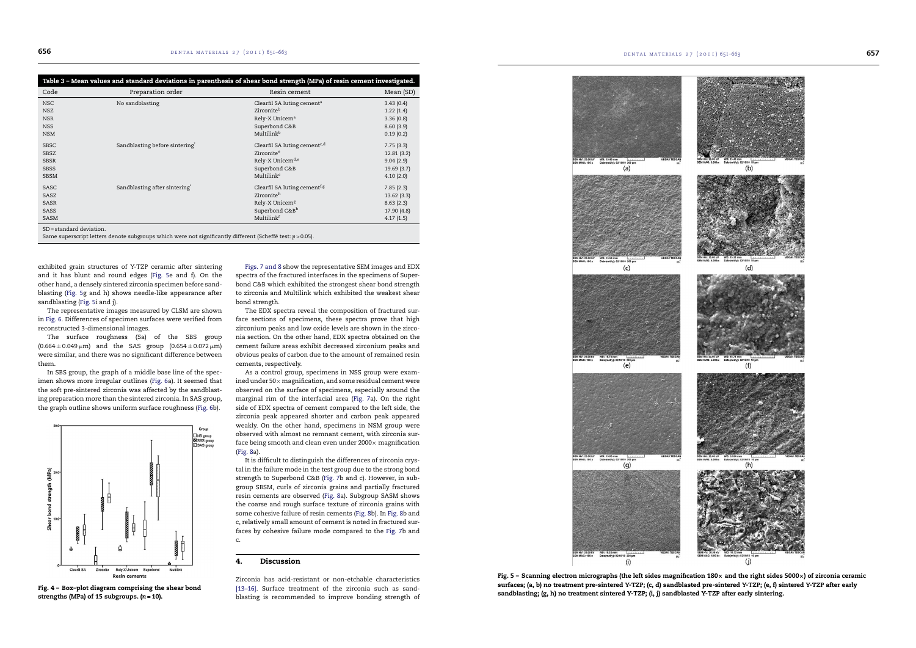Table 3 – Mean values and standard deviations in parenthesis of shear bond strength (MPa) of resin cement investigated.

| Code | Preparation order | Resin cement | Mean (SD) |
|---|---|---|---|
| NSC | No sandblasting | Clearfil SA luting cement[a] | 3.43 (0.4) |
| NSZ | | Zirconite[b] | 1.22 (1.4) |
| NSR | | Rely-X Unicem[a] | 3.36 (0.8) |
| NSS | | Superbond C&B | 8.60 (3.9) |
| NSM | | Multilink[b] | 0.19 (0.2) |
| SBSC | Sandblasting before sintering* | Clearfil SA luting cement[c,d] | 7.75 (3.3) |
| SBSZ | | Zirconite[e] | 12.81 (3.2) |
| SBSR | | Rely-X Unicem[d,e] | 9.04 (2.9) |
| SBSS | | Superbond C&B | 19.69 (3.7) |
| SBSM | | Multilink[c] | 4.10 (2.0) |
| SASC | Sandblasting after sintering* | Clearfil SA luting cement[f,g] | 7.85 (2.3) |
| SASZ | | Zirconite[h] | 13.62 (3.3) |
| SASR | | Rely-X Unicem[g] | 8.63 (2.3) |
| SASS | | Superbond C&B[h] | 17.90 (4.8) |
| SASM | | Multilink[f] | 4.17 (1.5) |

SD = standard deviation.
Same superscript letters denote subgroups which were not significantly different (Scheffé test: $p > 0.05$).

exhibited grain structures of Y-TZP ceramic after sintering and it has blunt and round edges (Fig. 5e and f). On the other hand, a densely sintered zirconia specimen before sandblasting (Fig. 5g and h) shows needle-like appearance after sandblasting (Fig. 5i and j).

The representative images measured by CLSM are shown in Fig. 6. Differences of specimen surfaces were verified from reconstructed 3-dimensional images.

The surface roughness (Sa) of the SBS group ($0.664 \pm 0.049\,\mu$m) and the SAS group ($0.654 \pm 0.072\,\mu$m) were similar, and there was no significant difference between them.

In SBS group, the graph of a middle base line of the specimen shows more irregular outlines (Fig. 6a). It seemed that the soft pre-sintered zirconia was affected by the sandblasting preparation more than the sintered zirconia. In SAS group, the graph outline shows uniform surface roughness (Fig. 6b).

Fig. 4 – Box-plot diagram comprising the shear bond strengths (MPa) of 15 subgroups. ($n = 10$).

Figs. 7 and 8 show the representative SEM images and EDX spectra of the fractured interfaces in the specimens of Superbond C&B which exhibited the strongest shear bond strength to zirconia and Multilink which exhibited the weakest shear bond strength.

The EDX spectra reveal the composition of fractured surface sections of specimens, these spectra prove that high zirconium peaks and low oxide levels are shown in the zirconia section. On the other hand, EDX spectra obtained on the cement failure areas exhibit decreased zirconium peaks and obvious peaks of carbon due to the amount of remained resin cements, respectively.

As a control group, specimens in NSS group were examined under 50× magnification, and some residual cement were observed on the surface of specimens, especially around the marginal rim of the interfacial area (Fig. 7a). On the right side of EDX spectra of cement compared to the left side, the zirconia peak appeared shorter and carbon peak appeared weakly. On the other hand, specimens in NSM group were observed with almost no remnant cement, with zirconia surface being smooth and clean even under 2000× magnification (Fig. 8a).

It is difficult to distinguish the differences of zirconia crystal in the failure mode in the test group due to the strong bond strength to Superbond C&B (Fig. 7b and c). However, in subgroup SBSM, curls of zirconia grains and partially fractured resin cements are observed (Fig. 8a). Subgroup SASM shows the coarse and rough surface texture of zirconia grains with some cohesive failure of resin cements (Fig. 8b). In Fig. 8b and c, relatively small amount of cement is noted in fractured surfaces by cohesive failure mode compared to the Fig. 7b and c.

## 4. Discussion

Zirconia has acid-resistant or non-etchable characteristics [13–16]. Surface treatment of the zirconia such as sandblasting is recommended to improve bonding strength of

Fig. 5 – Scanning electron micrographs (the left sides magnification 180× and the right sides 5000×) of zirconia ceramic surfaces; (a, b) no treatment pre-sintered Y-TZP; (c, d) sandblasted pre-sintered Y-TZP; (e, f) sintered Y-TZP after early sandblasting; (g, h) no treatment sintered Y-TZP; (i, j) sandblasted Y-TZP after early sintering.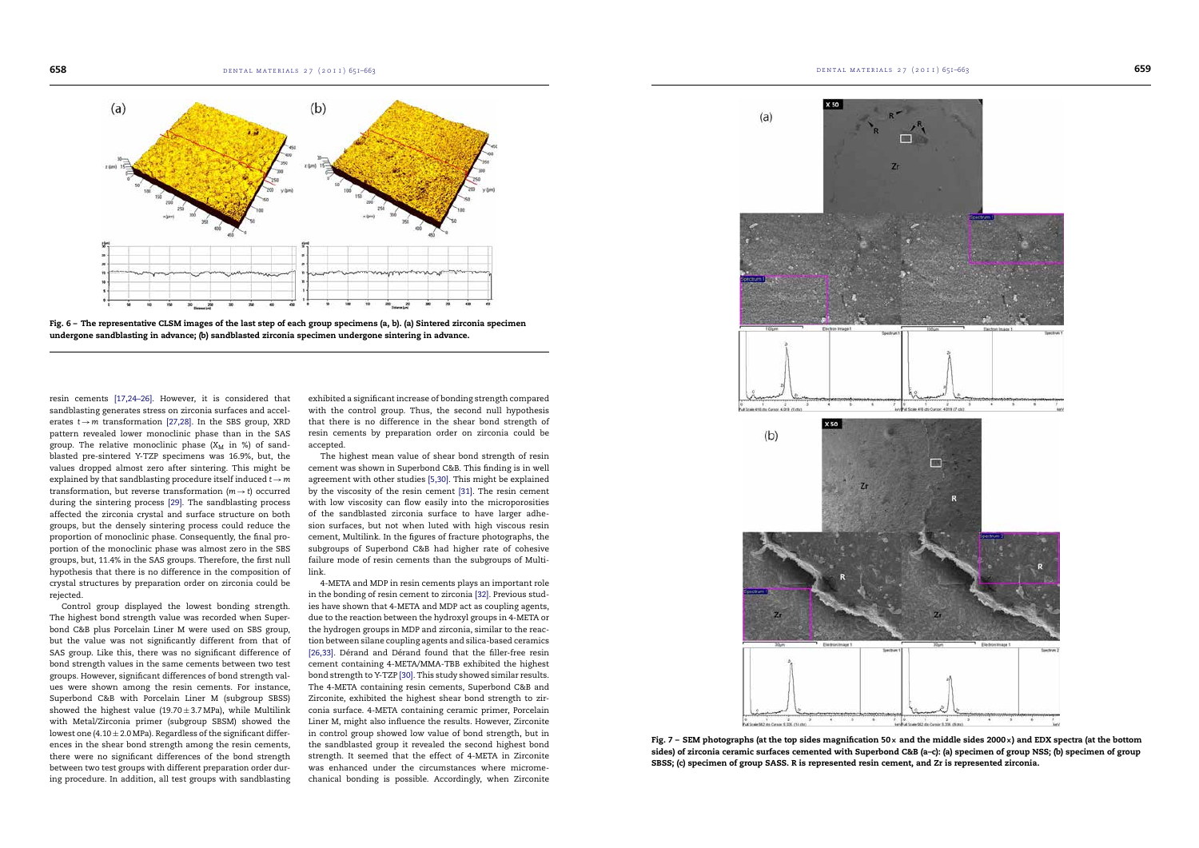Fig. 6 – The representative CLSM images of the last step of each group specimens (a, b). (a) Sintered zirconia specimen undergone sandblasting in advance; (b) sandblasted zirconia specimen undergone sintering in advance.

resin cements [17,24–26]. However, it is considered that sandblasting generates stress on zirconia surfaces and accelerates $t \rightarrow m$ transformation [27,28]. In the SBS group, XRD pattern revealed lower monoclinic phase than in the SAS group. The relative monoclinic phase ($X_M$ in %) of sandblasted pre-sintered Y-TZP specimens was 16.9%, but, the values dropped almost zero after sintering. This might be explained by that sandblasting procedure itself induced $t \rightarrow m$ transformation, but reverse transformation ($m \rightarrow t$) occurred during the sintering process [29]. The sandblasting process affected the zirconia crystal and surface structure on both groups, but the densely sintering process could reduce the proportion of monoclinic phase. Consequently, the final proportion of the monoclinic phase was almost zero in the SBS groups, but, 11.4% in the SAS groups. Therefore, the first null hypothesis that there is no difference in the composition of crystal structures by preparation order on zirconia could be rejected.

Control group displayed the lowest bonding strength. The highest bond strength value was recorded when Superbond C&B plus Porcelain Liner M were used on SBS group, but the value was not significantly different from that of SAS group. Like this, there was no significant difference of bond strength values in the same cements between two test groups. However, significant differences of bond strength values were shown among the resin cements. For instance, Superbond C&B with Porcelain Liner M (subgroup SBSS) showed the highest value ($19.70 \pm 3.7$ MPa), while Multilink with Metal/Zirconia primer (subgroup SBSM) showed the lowest one ($4.10 \pm 2.0$ MPa). Regardless of the significant differences in the shear bond strength among the resin cements, there were no significant differences of the bond strength between two test groups with different preparation order during procedure. In addition, all test groups with sandblasting exhibited a significant increase of bonding strength compared with the control group. Thus, the second null hypothesis that there is no difference in the shear bond strength of resin cements by preparation order on zirconia could be accepted.

The highest mean value of shear bond strength of resin cement was shown in Superbond C&B. This finding is in well agreement with other studies [5,30]. This might be explained by the viscosity of the resin cement [31]. The resin cement with low viscosity can flow easily into the microporosities of the sandblasted zirconia surface to have larger adhesion surfaces, but not when luted with high viscous resin cement, Multilink. In the figures of fracture photographs, the subgroups of Superbond C&B had higher rate of cohesive failure mode of resin cements than the subgroups of Multilink.

4-META and MDP in resin cements plays an important role in the bonding of resin cement to zirconia [32]. Previous studies have shown that 4-META and MDP act as coupling agents, due to the reaction between the hydroxyl groups in 4-META or the hydrogen groups in MDP and zirconia, similar to the reaction between silane coupling agents and silica-based ceramics [26,33]. Dérand and Dérand found that the filler-free resin cement containing 4-META/MMA-TBB exhibited the highest bond strength to Y-TZP [30]. This study showed similar results. The 4-META containing resin cements, Superbond C&B and Zirconite, exhibited the highest shear bond strength to zirconia surface. 4-META containing ceramic primer, Porcelain Liner M, might also influence the results. However, Zirconite in control group showed low value of bond strength, but in the sandblasted group it revealed the second highest bond strength. It seemed that the effect of 4-META in Zirconite was enhanced under the circumstances where micromechanical bonding is possible. Accordingly, when Zirconite

Fig. 7 – SEM photographs (at the top sides magnification 50× and the middle sides 2000×) and EDX spectra (at the bottom sides) of zirconia ceramic surfaces cemented with Superbond C&B (a–c): (a) specimen of group NSS; (b) specimen of group SBSS; (c) specimen of group SASS. R is represented resin cement, and Zr is represented zirconia.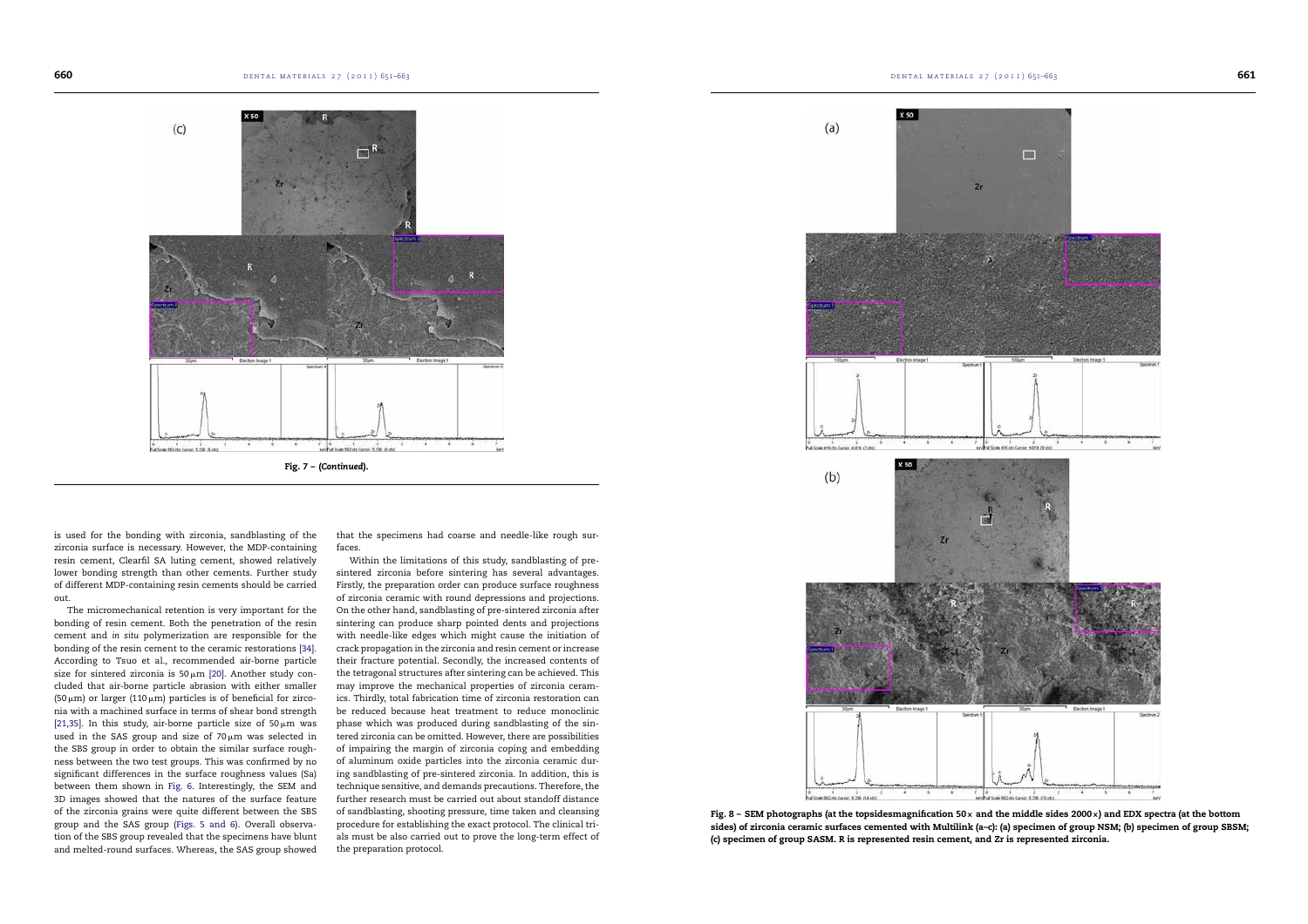Fig. 7 – (Continued).

is used for the bonding with zirconia, sandblasting of the zirconia surface is necessary. However, the MDP-containing resin cement, Clearfil SA luting cement, showed relatively lower bonding strength than other cements. Further study of different MDP-containing resin cements should be carried out.

The micromechanical retention is very important for the bonding of resin cement. Both the penetration of the resin cement and *in situ* polymerization are responsible for the bonding of the resin cement to the ceramic restorations [34]. According to Tsuo et al., recommended air-borne particle size for sintered zirconia is 50 μm [20]. Another study concluded that air-borne particle abrasion with either smaller (50 μm) or larger (110 μm) particles is of beneficial for zirconia with a machined surface in terms of shear bond strength [21,35]. In this study, air-borne particle size of 50 μm was used in the SAS group and size of 70 μm was selected in the SBS group in order to obtain the similar surface roughness between the two test groups. This was confirmed by no significant differences in the surface roughness values (Sa) between them shown in Fig. 6. Interestingly, the SEM and 3D images showed that the natures of the surface feature of the zirconia grains were quite different between the SBS group and the SAS group (Figs. 5 and 6). Overall observation of the SBS group revealed that the specimens have blunt and melted-round surfaces. Whereas, the SAS group showed that the specimens had coarse and needle-like rough surfaces.

Within the limitations of this study, sandblasting of pre-sintered zirconia before sintering has several advantages. Firstly, the preparation order can produce surface roughness of zirconia ceramic with round depressions and projections. On the other hand, sandblasting of pre-sintered zirconia after sintering can produce sharp pointed dents and projections with needle-like edges which might cause the initiation of crack propagation in the zirconia and resin cement or increase their fracture potential. Secondly, the increased contents of the tetragonal structures after sintering can be achieved. This may improve the mechanical properties of zirconia ceramics. Thirdly, total fabrication time of zirconia restoration can be reduced because heat treatment to reduce monoclinic phase which was produced during sandblasting of the sintered zirconia can be omitted. However, there are possibilities of impairing the margin of zirconia coping and embedding of aluminum oxide particles into the zirconia ceramic during sandblasting of pre-sintered zirconia. In addition, this is technique sensitive, and demands precautions. Therefore, the further research must be carried out about standoff distance of sandblasting, shooting pressure, time taken and cleansing procedure for establishing the exact protocol. The clinical trials must be also carried out to prove the long-term effect of the preparation protocol.

Fig. 8 – SEM photographs (at the topsidesmagnification 50× and the middle sides 2000×) and EDX spectra (at the bottom sides) of zirconia ceramic surfaces cemented with Multilink (a–c): (a) specimen of group NSM; (b) specimen of group SBSM; (c) specimen of group SASM. R is represented resin cement, and Zr is represented zirconia.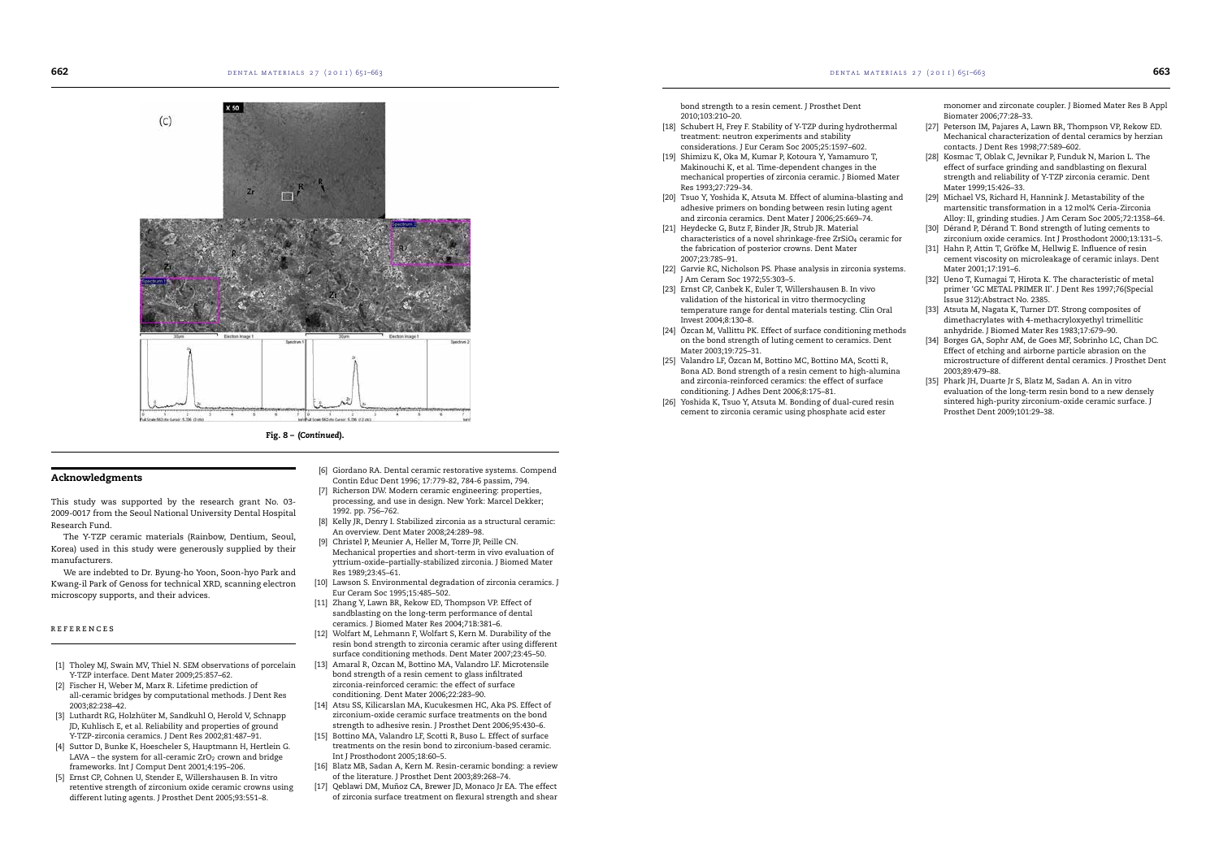Fig. 8 – (Continued).

## Acknowledgments

This study was supported by the research grant No. 03-2009-0017 from the Seoul National University Dental Hospital Research Fund.

The Y-TZP ceramic materials (Rainbow, Dentium, Seoul, Korea) used in this study were generously supplied by their manufacturers.

We are indebted to Dr. Byung-ho Yoon, Soon-hyo Park and Kwang-il Park of Genoss for technical XRD, scanning electron microscopy supports, and their advices.

## REFERENCES

[1] Tholey MJ, Swain MV, Thiel N. SEM observations of porcelain Y-TZP interface. Dent Mater 2009;25:857–62.

[2] Fischer H, Weber M, Marx R. Lifetime prediction of all-ceramic bridges by computational methods. J Dent Res 2003;82:238–42.

[3] Luthardt RG, Holzhüter M, Sandkuhl O, Herold V, Schnapp JD, Kuhlisch E, et al. Reliability and properties of ground Y-TZP-zirconia ceramics. J Dent Res 2002;81:487–91.

[4] Suttor D, Bunke K, Hoescheler S, Hauptmann H, Hertlein G. LAVA – the system for all-ceramic $ZrO_2$ crown and bridge frameworks. Int J Comput Dent 2001;4:195–206.

[5] Ernst CP, Cohnen U, Stender E, Willershausen B. In vitro retentive strength of zirconium oxide ceramic crowns using different luting agents. J Prosthet Dent 2005;93:551–8.

[6] Giordano RA. Dental ceramic restorative systems. Compend Contin Educ Dent 1996; 17:779-82, 784-6 passim, 794.

[7] Richerson DW. Modern ceramic engineering: properties, processing, and use in design. New York: Marcel Dekker; 1992. pp. 756–762.

[8] Kelly JR, Denry I. Stabilized zirconia as a structural ceramic: An overview. Dent Mater 2008;24:289–98.

[9] Christel P, Meunier A, Heller M, Torre JP, Peille CN. Mechanical properties and short-term in vivo evaluation of yttrium-oxide–partially-stabilized zirconia. J Biomed Mater Res 1989;23:45–61.

[10] Lawson S. Environmental degradation of zirconia ceramics. J Eur Ceram Soc 1995;15:485–502.

[11] Zhang Y, Lawn BR, Rekow ED, Thompson VP. Effect of sandblasting on the long-term performance of dental ceramics. J Biomed Mater Res 2004;71B:381–6.

[12] Wolfart M, Lehmann F, Wolfart S, Kern M. Durability of the resin bond strength to zirconia ceramic after using different surface conditioning methods. Dent Mater 2007;23:45–50.

[13] Amaral R, Ozcan M, Bottino MA, Valandro LF. Microtensile bond strength of a resin cement to glass infiltrated zirconia-reinforced ceramic: the effect of surface conditioning. Dent Mater 2006;22:283–90.

[14] Atsu SS, Kilicarslan MA, Kucukesmen HC, Aka PS. Effect of zirconium-oxide ceramic surface treatments on the bond strength to adhesive resin. J Prosthet Dent 2006;95:430–6.

[15] Bottino MA, Valandro LF, Scotti R, Buso L. Effect of surface treatments on the resin bond to zirconium-based ceramic. Int J Prosthodont 2005;18:60–5.

[16] Blatz MB, Sadan A, Kern M. Resin-ceramic bonding: a review of the literature. J Prosthet Dent 2003;89:268–74.

[17] Qeblawi DM, Muñoz CA, Brewer JD, Monaco Jr EA. The effect of zirconia surface treatment on flexural strength and shear bond strength to a resin cement. J Prosthet Dent 2010;103:210–20.

[18] Schubert H, Frey F. Stability of Y-TZP during hydrothermal treatment: neutron experiments and stability considerations. J Eur Ceram Soc 2005;25:1597–602.

[19] Shimizu K, Oka M, Kumar P, Kotoura Y, Yamamuro T, Makinouchi K, et al. Time-dependent changes in the mechanical properties of zirconia ceramic. J Biomed Mater Res 1993;27:729–34.

[20] Tsuo Y, Yoshida K, Atsuta M. Effect of alumina-blasting and adhesive primers on bonding between resin luting agent and zirconia ceramics. Dent Mater J 2006;25:669–74.

[21] Heydecke G, Butz F, Binder JR, Strub JR. Material characteristics of a novel shrinkage-free $ZrSiO_4$ ceramic for the fabrication of posterior crowns. Dent Mater 2007;23:785–91.

[22] Garvie RC, Nicholson PS. Phase analysis in zirconia systems. J Am Ceram Soc 1972;55:303–5.

[23] Ernst CP, Canbek K, Euler T, Willershausen B. In vivo validation of the historical in vitro thermocycling temperature range for dental materials testing. Clin Oral Invest 2004;8:130–8.

[24] Özcan M, Vallittu PK. Effect of surface conditioning methods on the bond strength of luting cement to ceramics. Dent Mater 2003;19:725–31.

[25] Valandro LF, Özcan M, Bottino MC, Bottino MA, Scotti R, Bona AD. Bond strength of a resin cement to high-alumina and zirconia-reinforced ceramics: the effect of surface conditioning. J Adhes Dent 2006;8:175–81.

[26] Yoshida K, Tsuo Y, Atsuta M. Bonding of dual-cured resin cement to zirconia ceramic using phosphate acid ester monomer and zirconate coupler. J Biomed Mater Res B Appl Biomater 2006;77:28–33.

[27] Peterson IM, Pajares A, Lawn BR, Thompson VP, Rekow ED. Mechanical characterization of dental ceramics by herzian contacts. J Dent Res 1998;77:589–602.

[28] Kosmac T, Oblak C, Jevnikar P, Funduk N, Marion L. The effect of surface grinding and sandblasting on flexural strength and reliability of Y-TZP zirconia ceramic. Dent Mater 1999;15:426–33.

[29] Michael VS, Richard H, Hannink J. Metastability of the martensitic transformation in a 12 mol% Ceria-Zirconia Alloy: II, grinding studies. J Am Ceram Soc 2005;72:1358–64.

[30] Dérand P, Dérand T. Bond strength of luting cements to zirconium oxide ceramics. Int J Prosthodont 2000;13:131–5.

[31] Hahn P, Attin T, Gröfke M, Hellwig E. Influence of resin cement viscosity on microleakage of ceramic inlays. Dent Mater 2001;17:191–6.

[32] Ueno T, Kumagai T, Hirota K. The characteristic of metal primer 'GC METAL PRIMER II'. J Dent Res 1997;76(Special Issue 312):Abstract No. 2385.

[33] Atsuta M, Nagata K, Turner DT. Strong composites of dimethacrylates with 4-methacryloxyethyl trimellitic anhydride. J Biomed Mater Res 1983;17:679–90.

[34] Borges GA, Sophr AM, de Goes MF, Sobrinho LC, Chan DC. Effect of etching and airborne particle abrasion on the microstructure of different dental ceramics. J Prosthet Dent 2003;89:479–88.

[35] Phark JH, Duarte Jr S, Blatz M, Sadan A. An in vitro evaluation of the long-term resin bond to a new densely sintered high-purity zirconium-oxide ceramic surface. J Prosthet Dent 2009;101:29–38.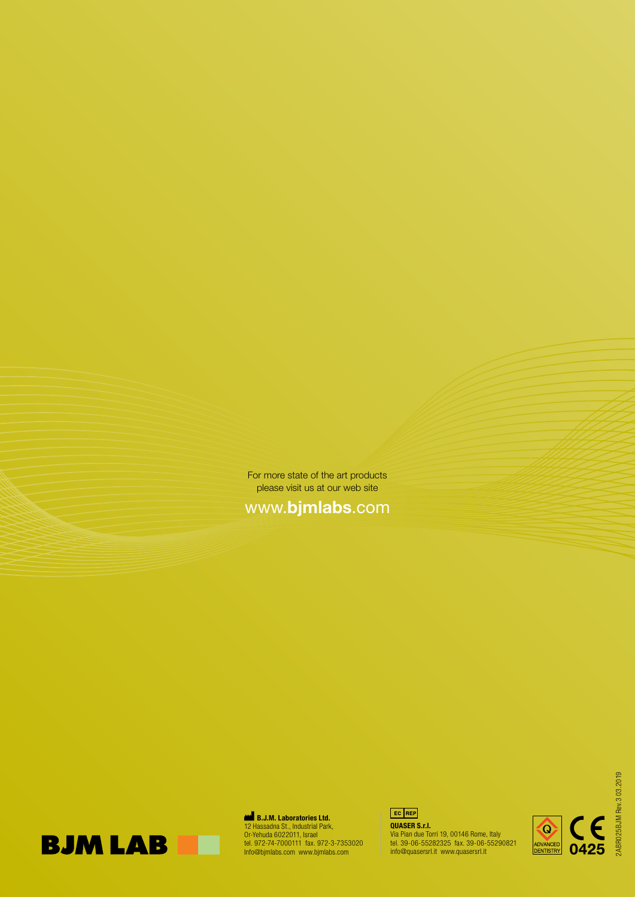For more state of the art products
please visit us at our web site

www.**bjmlabs**.com

**BJM LAB**

**B.J.M. Laboratories Ltd.**
12 Hassadna St., Industrial Park,
Or-Yehuda 6022011, Israel
tel. 972-74-7000111 fax. 972-3-7353020
Info@bjmlabs.com www.bjmlabs.com

EC REP

**QUASER S.r.l.**
Via Pian due Torri 19, 00146 Rome, Italy
tel. 39-06-55282325 fax. 39-06-55290821
info@quasersrl.it www.quasersrl.it

ADVANCED DENTISTRY

CE 0425

2ABR025BJM Rev.3 03.2019